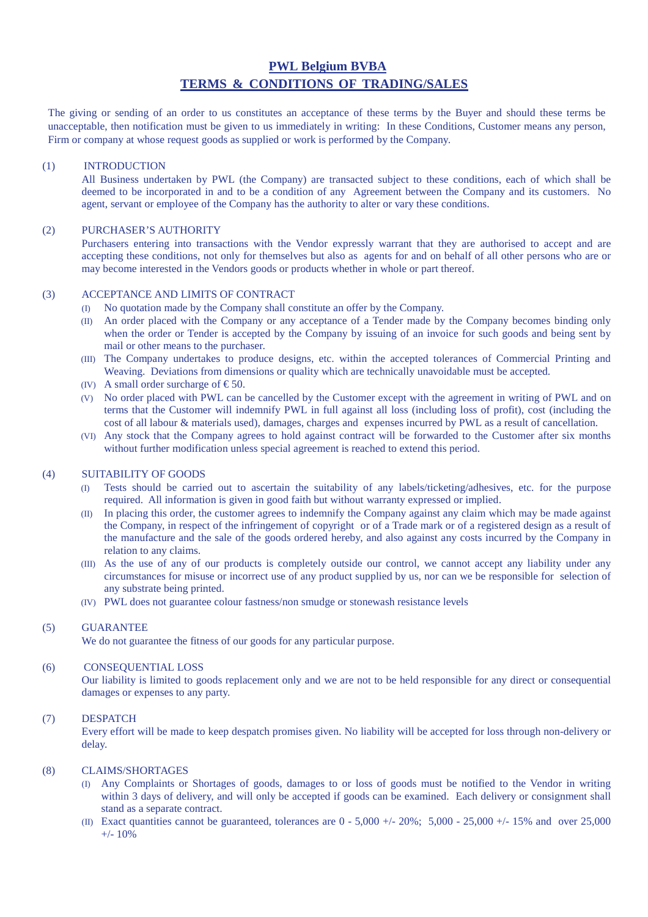# PWL Belgium BVBA

## TERMS & CONDITIONS OF TRADING/SALES

The giving or sending of an order to us constitutes an acceptance of these terms by the Buyer and should these terms be unacceptable, then notification must be given to us immediately in writing: In these Conditions, Customer means any person, Firm or company at whose request goods as supplied or work is performed by the Company.

### (1) INTRODUCTION

All Business undertaken by PWL (the Company) are transacted subject to these conditions, each of which shall be deemed to be incorporated in and to be a condition of any Agreement between the Company and its customers. No agent, servant or employee of the Company has the authority to alter or vary these conditions.

### (2) PURCHASER'S AUTHORITY

Purchasers entering into transactions with the Vendor expressly warrant that they are authorised to accept and are accepting these conditions, not only for themselves but also as agents for and on behalf of all other persons who are or may become interested in the Vendors goods or products whether in whole or part thereof.

### (3) ACCEPTANCE AND LIMITS OF CONTRACT

- (I) No quotation made by the Company shall constitute an offer by the Company.
- (II) An order placed with the Company or any acceptance of a Tender made by the Company becomes binding only when the order or Tender is accepted by the Company by issuing of an invoice for such goods and being sent by mail or other means to the purchaser.
- (III) The Company undertakes to produce designs, etc. within the accepted tolerances of Commercial Printing and Weaving. Deviations from dimensions or quality which are technically unavoidable must be accepted.
- (IV) A small order surcharge of € 50.
- (V) No order placed with PWL can be cancelled by the Customer except with the agreement in writing of PWL and on terms that the Customer will indemnify PWL in full against all loss (including loss of profit), cost (including the cost of all labour & materials used), damages, charges and expenses incurred by PWL as a result of cancellation.
- (VI) Any stock that the Company agrees to hold against contract will be forwarded to the Customer after six months without further modification unless special agreement is reached to extend this period.

### (4) SUITABILITY OF GOODS

- (I) Tests should be carried out to ascertain the suitability of any labels/ticketing/adhesives, etc. for the purpose required. All information is given in good faith but without warranty expressed or implied.
- (II) In placing this order, the customer agrees to indemnify the Company against any claim which may be made against the Company, in respect of the infringement of copyright or of a Trade mark or of a registered design as a result of the manufacture and the sale of the goods ordered hereby, and also against any costs incurred by the Company in relation to any claims.
- (III) As the use of any of our products is completely outside our control, we cannot accept any liability under any circumstances for misuse or incorrect use of any product supplied by us, nor can we be responsible for selection of any substrate being printed.
- (IV) PWL does not guarantee colour fastness/non smudge or stonewash resistance levels

### (5) GUARANTEE

We do not guarantee the fitness of our goods for any particular purpose.

### (6) CONSEQUENTIAL LOSS

Our liability is limited to goods replacement only and we are not to be held responsible for any direct or consequential damages or expenses to any party.

### (7) DESPATCH

Every effort will be made to keep despatch promises given. No liability will be accepted for loss through non-delivery or delay.

### (8) CLAIMS/SHORTAGES

- (I) Any Complaints or Shortages of goods, damages to or loss of goods must be notified to the Vendor in writing within 3 days of delivery, and will only be accepted if goods can be examined. Each delivery or consignment shall stand as a separate contract.
- (II) Exact quantities cannot be guaranteed, tolerances are 0 - 5,000 +/- 20%; 5,000 - 25,000 +/- 15% and over 25,000 +/- 10%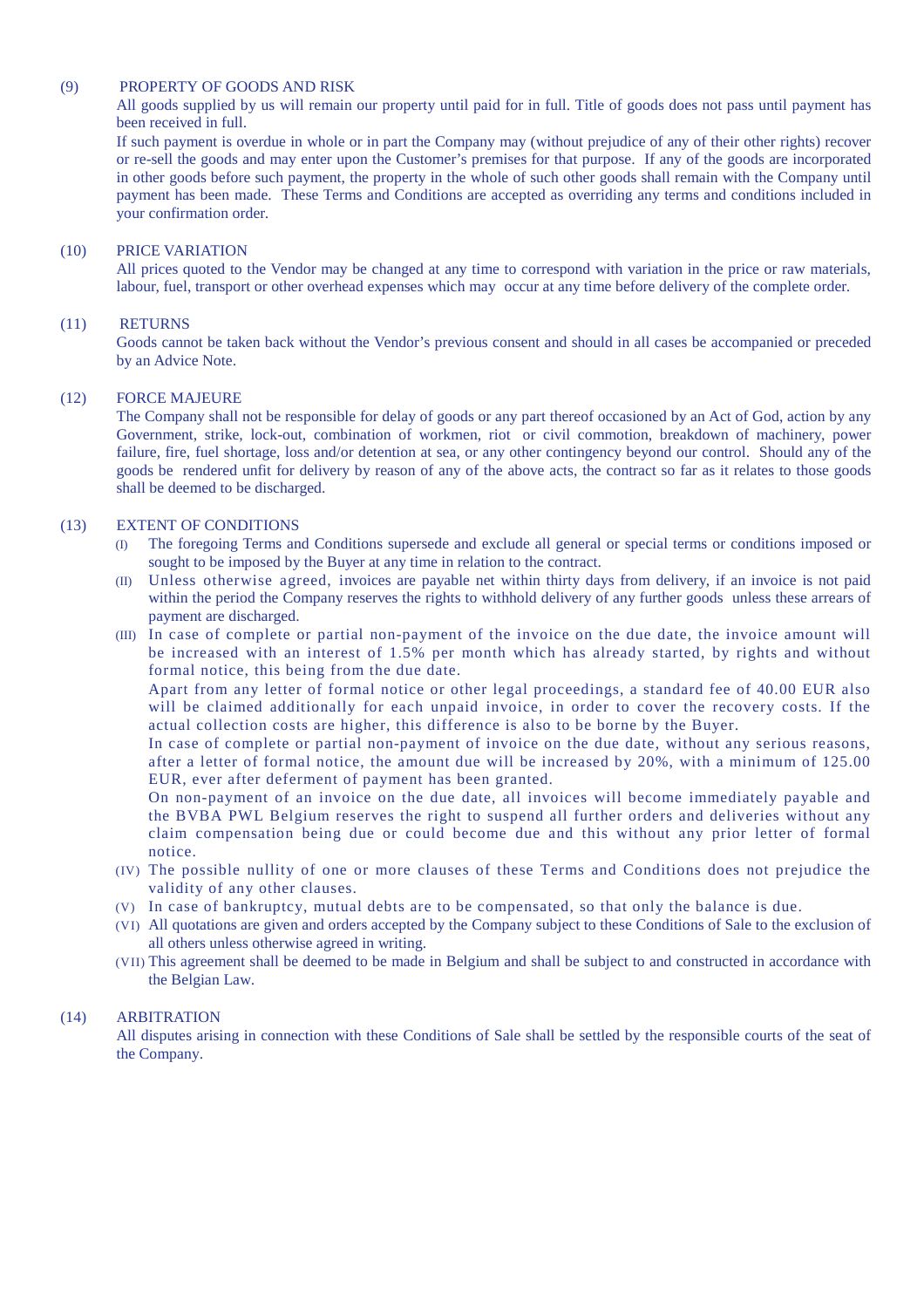(9) PROPERTY OF GOODS AND RISK

All goods supplied by us will remain our property until paid for in full. Title of goods does not pass until payment has been received in full.

If such payment is overdue in whole or in part the Company may (without prejudice of any of their other rights) recover or re-sell the goods and may enter upon the Customer's premises for that purpose. If any of the goods are incorporated in other goods before such payment, the property in the whole of such other goods shall remain with the Company until payment has been made. These Terms and Conditions are accepted as overriding any terms and conditions included in your confirmation order.

(10) PRICE VARIATION

All prices quoted to the Vendor may be changed at any time to correspond with variation in the price or raw materials, labour, fuel, transport or other overhead expenses which may occur at any time before delivery of the complete order.

(11) RETURNS

Goods cannot be taken back without the Vendor's previous consent and should in all cases be accompanied or preceded by an Advice Note.

(12) FORCE MAJEURE

The Company shall not be responsible for delay of goods or any part thereof occasioned by an Act of God, action by any Government, strike, lock-out, combination of workmen, riot or civil commotion, breakdown of machinery, power failure, fire, fuel shortage, loss and/or detention at sea, or any other contingency beyond our control. Should any of the goods be rendered unfit for delivery by reason of any of the above acts, the contract so far as it relates to those goods shall be deemed to be discharged.

(13) EXTENT OF CONDITIONS

(I) The foregoing Terms and Conditions supersede and exclude all general or special terms or conditions imposed or sought to be imposed by the Buyer at any time in relation to the contract.

(II) Unless otherwise agreed, invoices are payable net within thirty days from delivery, if an invoice is not paid within the period the Company reserves the rights to withhold delivery of any further goods unless these arrears of payment are discharged.

(III) In case of complete or partial non-payment of the invoice on the due date, the invoice amount will be increased with an interest of 1.5% per month which has already started, by rights and without formal notice, this being from the due date.

Apart from any letter of formal notice or other legal proceedings, a standard fee of 40.00 EUR also will be claimed additionally for each unpaid invoice, in order to cover the recovery costs. If the actual collection costs are higher, this difference is also to be borne by the Buyer.

In case of complete or partial non-payment of invoice on the due date, without any serious reasons, after a letter of formal notice, the amount due will be increased by 20%, with a minimum of 125.00 EUR, ever after deferment of payment has been granted.

On non-payment of an invoice on the due date, all invoices will become immediately payable and the BVBA PWL Belgium reserves the right to suspend all further orders and deliveries without any claim compensation being due or could become due and this without any prior letter of formal notice.

(IV) The possible nullity of one or more clauses of these Terms and Conditions does not prejudice the validity of any other clauses.

(V) In case of bankruptcy, mutual debts are to be compensated, so that only the balance is due.

(VI) All quotations are given and orders accepted by the Company subject to these Conditions of Sale to the exclusion of all others unless otherwise agreed in writing.

(VII) This agreement shall be deemed to be made in Belgium and shall be subject to and constructed in accordance with the Belgian Law.

(14) ARBITRATION

All disputes arising in connection with these Conditions of Sale shall be settled by the responsible courts of the seat of the Company.